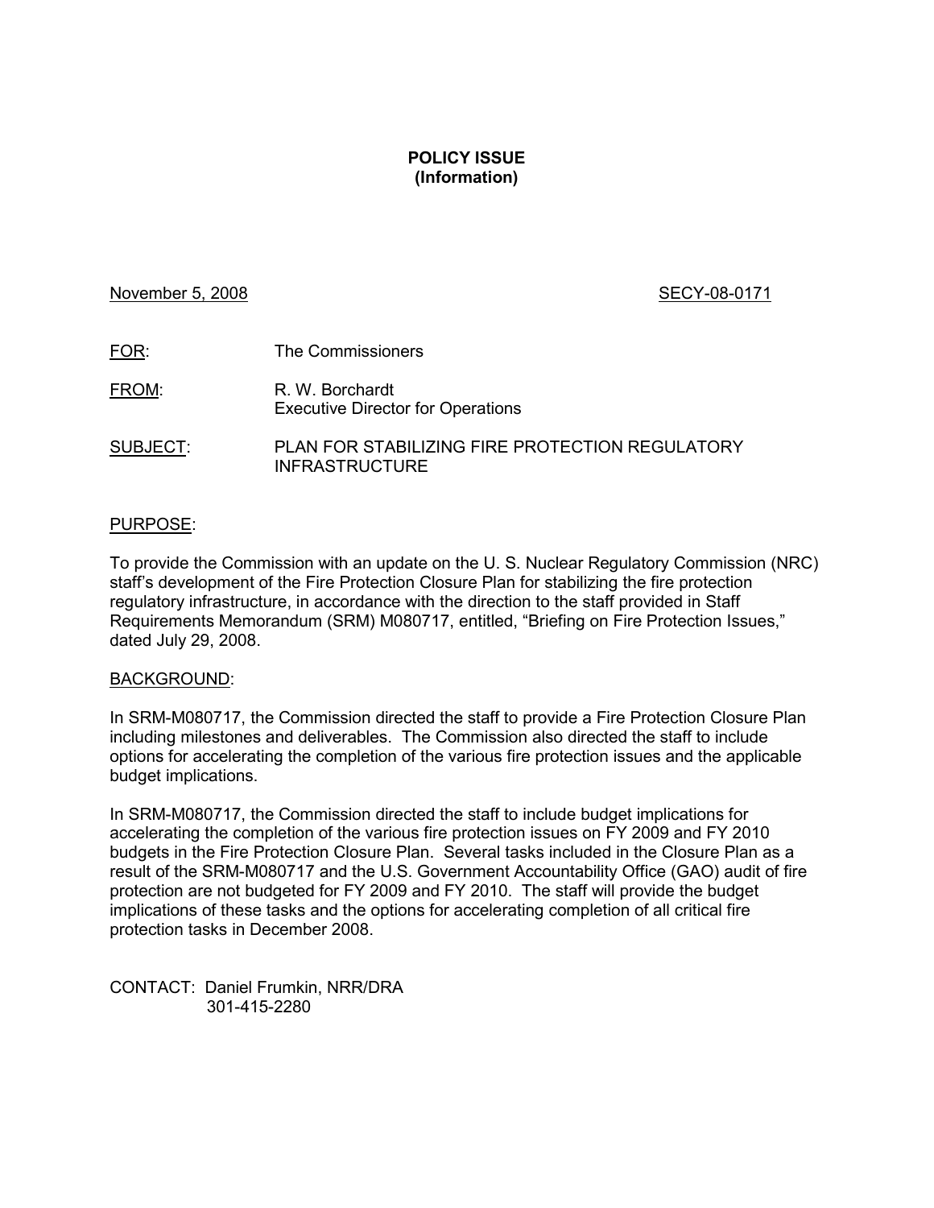**POLICY ISSUE**
**(Information)**

November 5, 2008 SECY-08-0171

FOR: The Commissioners

FROM: R. W. Borchardt
Executive Director for Operations

SUBJECT: PLAN FOR STABILIZING FIRE PROTECTION REGULATORY INFRASTRUCTURE

PURPOSE:

To provide the Commission with an update on the U. S. Nuclear Regulatory Commission (NRC) staff's development of the Fire Protection Closure Plan for stabilizing the fire protection regulatory infrastructure, in accordance with the direction to the staff provided in Staff Requirements Memorandum (SRM) M080717, entitled, "Briefing on Fire Protection Issues," dated July 29, 2008.

BACKGROUND:

In SRM-M080717, the Commission directed the staff to provide a Fire Protection Closure Plan including milestones and deliverables. The Commission also directed the staff to include options for accelerating the completion of the various fire protection issues and the applicable budget implications.

In SRM-M080717, the Commission directed the staff to include budget implications for accelerating the completion of the various fire protection issues on FY 2009 and FY 2010 budgets in the Fire Protection Closure Plan. Several tasks included in the Closure Plan as a result of the SRM-M080717 and the U.S. Government Accountability Office (GAO) audit of fire protection are not budgeted for FY 2009 and FY 2010. The staff will provide the budget implications of these tasks and the options for accelerating completion of all critical fire protection tasks in December 2008.

CONTACT: Daniel Frumkin, NRR/DRA
301-415-2280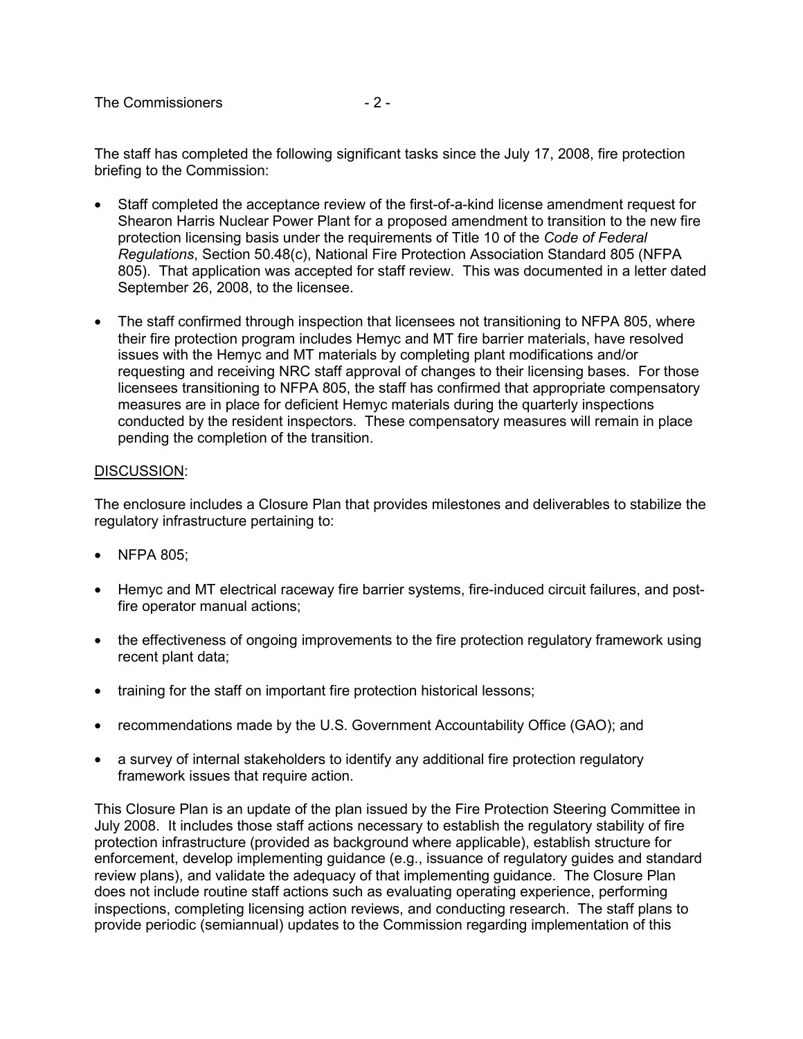The staff has completed the following significant tasks since the July 17, 2008, fire protection briefing to the Commission:

- Staff completed the acceptance review of the first-of-a-kind license amendment request for Shearon Harris Nuclear Power Plant for a proposed amendment to transition to the new fire protection licensing basis under the requirements of Title 10 of the *Code of Federal Regulations*, Section 50.48(c), National Fire Protection Association Standard 805 (NFPA 805). That application was accepted for staff review. This was documented in a letter dated September 26, 2008, to the licensee.

- The staff confirmed through inspection that licensees not transitioning to NFPA 805, where their fire protection program includes Hemyc and MT fire barrier materials, have resolved issues with the Hemyc and MT materials by completing plant modifications and/or requesting and receiving NRC staff approval of changes to their licensing bases. For those licensees transitioning to NFPA 805, the staff has confirmed that appropriate compensatory measures are in place for deficient Hemyc materials during the quarterly inspections conducted by the resident inspectors. These compensatory measures will remain in place pending the completion of the transition.

<u>DISCUSSION</u>:

The enclosure includes a Closure Plan that provides milestones and deliverables to stabilize the regulatory infrastructure pertaining to:

- NFPA 805;

- Hemyc and MT electrical raceway fire barrier systems, fire-induced circuit failures, and post-fire operator manual actions;

- the effectiveness of ongoing improvements to the fire protection regulatory framework using recent plant data;

- training for the staff on important fire protection historical lessons;

- recommendations made by the U.S. Government Accountability Office (GAO); and

- a survey of internal stakeholders to identify any additional fire protection regulatory framework issues that require action.

This Closure Plan is an update of the plan issued by the Fire Protection Steering Committee in July 2008. It includes those staff actions necessary to establish the regulatory stability of fire protection infrastructure (provided as background where applicable), establish structure for enforcement, develop implementing guidance (e.g., issuance of regulatory guides and standard review plans), and validate the adequacy of that implementing guidance. The Closure Plan does not include routine staff actions such as evaluating operating experience, performing inspections, completing licensing action reviews, and conducting research. The staff plans to provide periodic (semiannual) updates to the Commission regarding implementation of this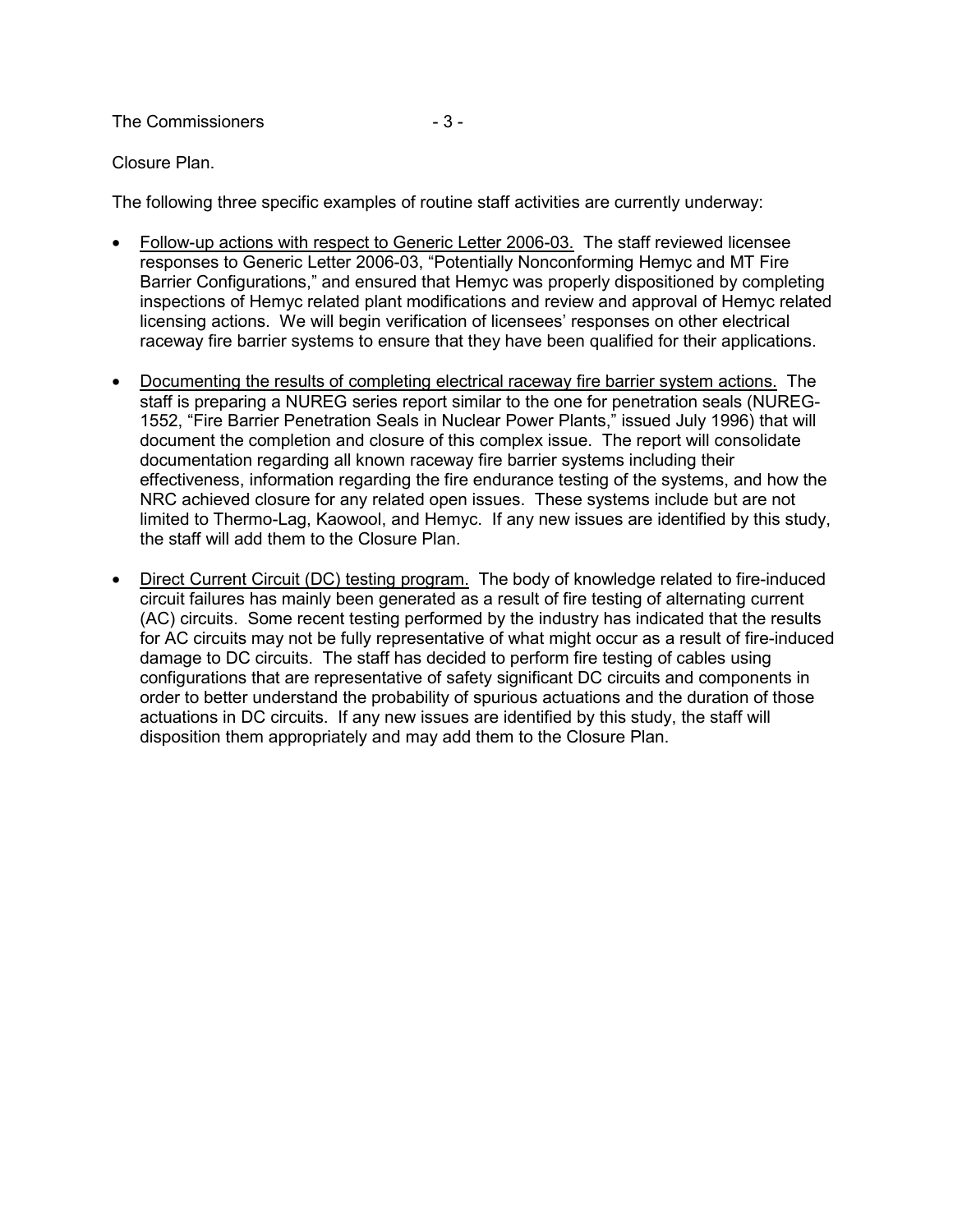Closure Plan.

The following three specific examples of routine staff activities are currently underway:

- <u>Follow-up actions with respect to Generic Letter 2006-03.</u> The staff reviewed licensee responses to Generic Letter 2006-03, "Potentially Nonconforming Hemyc and MT Fire Barrier Configurations," and ensured that Hemyc was properly dispositioned by completing inspections of Hemyc related plant modifications and review and approval of Hemyc related licensing actions. We will begin verification of licensees' responses on other electrical raceway fire barrier systems to ensure that they have been qualified for their applications.

- <u>Documenting the results of completing electrical raceway fire barrier system actions.</u> The staff is preparing a NUREG series report similar to the one for penetration seals (NUREG-1552, "Fire Barrier Penetration Seals in Nuclear Power Plants," issued July 1996) that will document the completion and closure of this complex issue. The report will consolidate documentation regarding all known raceway fire barrier systems including their effectiveness, information regarding the fire endurance testing of the systems, and how the NRC achieved closure for any related open issues. These systems include but are not limited to Thermo-Lag, Kaowool, and Hemyc. If any new issues are identified by this study, the staff will add them to the Closure Plan.

- <u>Direct Current Circuit (DC) testing program.</u> The body of knowledge related to fire-induced circuit failures has mainly been generated as a result of fire testing of alternating current (AC) circuits. Some recent testing performed by the industry has indicated that the results for AC circuits may not be fully representative of what might occur as a result of fire-induced damage to DC circuits. The staff has decided to perform fire testing of cables using configurations that are representative of safety significant DC circuits and components in order to better understand the probability of spurious actuations and the duration of those actuations in DC circuits. If any new issues are identified by this study, the staff will disposition them appropriately and may add them to the Closure Plan.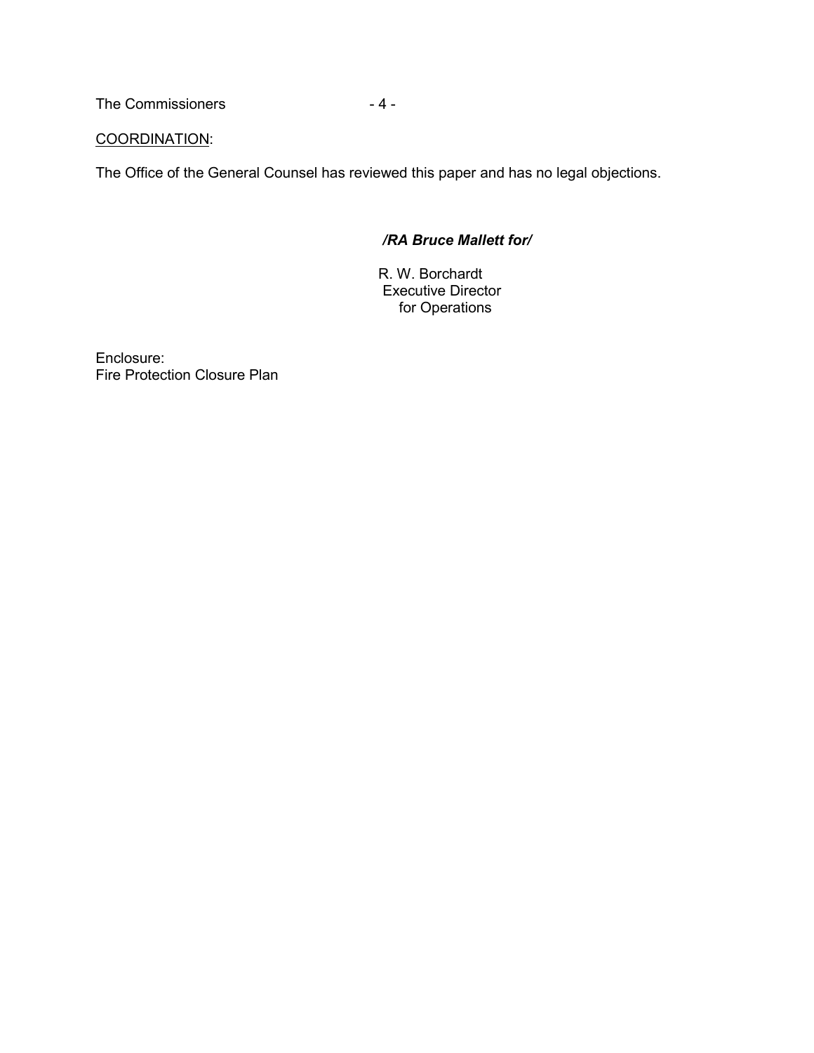COORDINATION:

The Office of the General Counsel has reviewed this paper and has no legal objections.

***/RA Bruce Mallett for/***

R. W. Borchardt
Executive Director
for Operations

Enclosure:
Fire Protection Closure Plan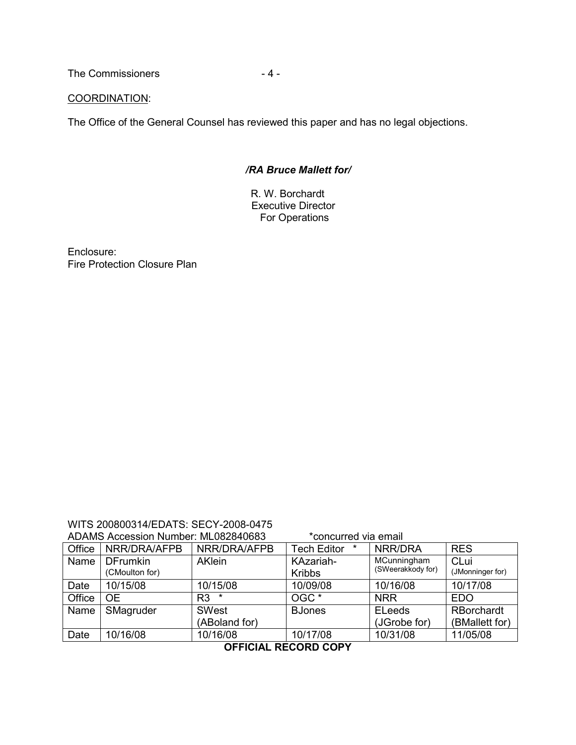The Commissioners - 4 -

COORDINATION:

The Office of the General Counsel has reviewed this paper and has no legal objections.

***/RA Bruce Mallett for/***

R. W. Borchardt
Executive Director
For Operations

Enclosure:
Fire Protection Closure Plan

WITS 200800314/EDATS: SECY-2008-0475
ADAMS Accession Number: ML082840683 *concurred via email

| Office | NRR/DRA/AFPB | NRR/DRA/AFPB | Tech Editor * | NRR/DRA | RES |
|---|---|---|---|---|---|
| Name | DFrumkin (CMoulton for) | AKlein | KAzariah-Kribbs | MCunningham (SWeerakkody for) | CLui (JMonninger for) |
| Date | 10/15/08 | 10/15/08 | 10/09/08 | 10/16/08 | 10/17/08 |
| Office | OE | R3 * | OGC * | NRR | EDO |
| Name | SMagruder | SWest (ABoland for) | BJones | ELeeds (JGrobe for) | RBorchardt (BMallett for) |
| Date | 10/16/08 | 10/16/08 | 10/17/08 | 10/31/08 | 11/05/08 |

**OFFICIAL RECORD COPY**